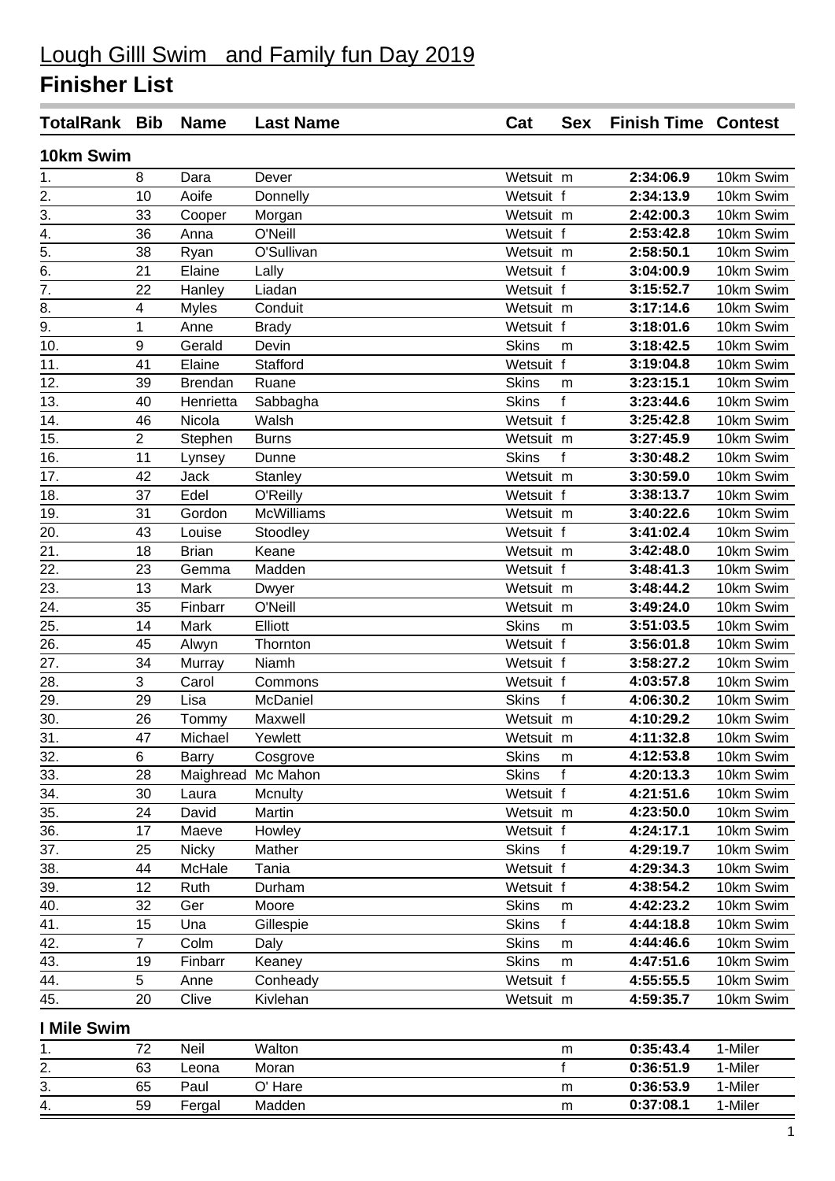# Lough Gilll Swim and Family fun Day 2019

## Finisher List

| TotalRank | Bib | Name | Last Name | Cat | Sex | Finish Time | Contest |
|---|---|---|---|---|---|---|---|
| **10km Swim** | | | | | | | |
| 1. | 8 | Dara | Dever | Wetsuit | m | **2:34:06.9** | 10km Swim |
| 2. | 10 | Aoife | Donnelly | Wetsuit | f | **2:34:13.9** | 10km Swim |
| 3. | 33 | Cooper | Morgan | Wetsuit | m | **2:42:00.3** | 10km Swim |
| 4. | 36 | Anna | O'Neill | Wetsuit | f | **2:53:42.8** | 10km Swim |
| 5. | 38 | Ryan | O'Sullivan | Wetsuit | m | **2:58:50.1** | 10km Swim |
| 6. | 21 | Elaine | Lally | Wetsuit | f | **3:04:00.9** | 10km Swim |
| 7. | 22 | Hanley | Liadan | Wetsuit | f | **3:15:52.7** | 10km Swim |
| 8. | 4 | Myles | Conduit | Wetsuit | m | **3:17:14.6** | 10km Swim |
| 9. | 1 | Anne | Brady | Wetsuit | f | **3:18:01.6** | 10km Swim |
| 10. | 9 | Gerald | Devin | Skins | m | **3:18:42.5** | 10km Swim |
| 11. | 41 | Elaine | Stafford | Wetsuit | f | **3:19:04.8** | 10km Swim |
| 12. | 39 | Brendan | Ruane | Skins | m | **3:23:15.1** | 10km Swim |
| 13. | 40 | Henrietta | Sabbagha | Skins | f | **3:23:44.6** | 10km Swim |
| 14. | 46 | Nicola | Walsh | Wetsuit | f | **3:25:42.8** | 10km Swim |
| 15. | 2 | Stephen | Burns | Wetsuit | m | **3:27:45.9** | 10km Swim |
| 16. | 11 | Lynsey | Dunne | Skins | f | **3:30:48.2** | 10km Swim |
| 17. | 42 | Jack | Stanley | Wetsuit | m | **3:30:59.0** | 10km Swim |
| 18. | 37 | Edel | O'Reilly | Wetsuit | f | **3:38:13.7** | 10km Swim |
| 19. | 31 | Gordon | McWilliams | Wetsuit | m | **3:40:22.6** | 10km Swim |
| 20. | 43 | Louise | Stoodley | Wetsuit | f | **3:41:02.4** | 10km Swim |
| 21. | 18 | Brian | Keane | Wetsuit | m | **3:42:48.0** | 10km Swim |
| 22. | 23 | Gemma | Madden | Wetsuit | f | **3:48:41.3** | 10km Swim |
| 23. | 13 | Mark | Dwyer | Wetsuit | m | **3:48:44.2** | 10km Swim |
| 24. | 35 | Finbarr | O'Neill | Wetsuit | m | **3:49:24.0** | 10km Swim |
| 25. | 14 | Mark | Elliott | Skins | m | **3:51:03.5** | 10km Swim |
| 26. | 45 | Alwyn | Thornton | Wetsuit | f | **3:56:01.8** | 10km Swim |
| 27. | 34 | Murray | Niamh | Wetsuit | f | **3:58:27.2** | 10km Swim |
| 28. | 3 | Carol | Commons | Wetsuit | f | **4:03:57.8** | 10km Swim |
| 29. | 29 | Lisa | McDaniel | Skins | f | **4:06:30.2** | 10km Swim |
| 30. | 26 | Tommy | Maxwell | Wetsuit | m | **4:10:29.2** | 10km Swim |
| 31. | 47 | Michael | Yewlett | Wetsuit | m | **4:11:32.8** | 10km Swim |
| 32. | 6 | Barry | Cosgrove | Skins | m | **4:12:53.8** | 10km Swim |
| 33. | 28 | Maighread | Mc Mahon | Skins | f | **4:20:13.3** | 10km Swim |
| 34. | 30 | Laura | Mcnulty | Wetsuit | f | **4:21:51.6** | 10km Swim |
| 35. | 24 | David | Martin | Wetsuit | m | **4:23:50.0** | 10km Swim |
| 36. | 17 | Maeve | Howley | Wetsuit | f | **4:24:17.1** | 10km Swim |
| 37. | 25 | Nicky | Mather | Skins | f | **4:29:19.7** | 10km Swim |
| 38. | 44 | McHale | Tania | Wetsuit | f | **4:29:34.3** | 10km Swim |
| 39. | 12 | Ruth | Durham | Wetsuit | f | **4:38:54.2** | 10km Swim |
| 40. | 32 | Ger | Moore | Skins | m | **4:42:23.2** | 10km Swim |
| 41. | 15 | Una | Gillespie | Skins | f | **4:44:18.8** | 10km Swim |
| 42. | 7 | Colm | Daly | Skins | m | **4:44:46.6** | 10km Swim |
| 43. | 19 | Finbarr | Keaney | Skins | m | **4:47:51.6** | 10km Swim |
| 44. | 5 | Anne | Conheady | Wetsuit | f | **4:55:55.5** | 10km Swim |
| 45. | 20 | Clive | Kivlehan | Wetsuit | m | **4:59:35.7** | 10km Swim |
| **I Mile Swim** | | | | | | | |
| 1. | 72 | Neil | Walton | | m | **0:35:43.4** | 1-Miler |
| 2. | 63 | Leona | Moran | | f | **0:36:51.9** | 1-Miler |
| 3. | 65 | Paul | O' Hare | | m | **0:36:53.9** | 1-Miler |
| 4. | 59 | Fergal | Madden | | m | **0:37:08.1** | 1-Miler |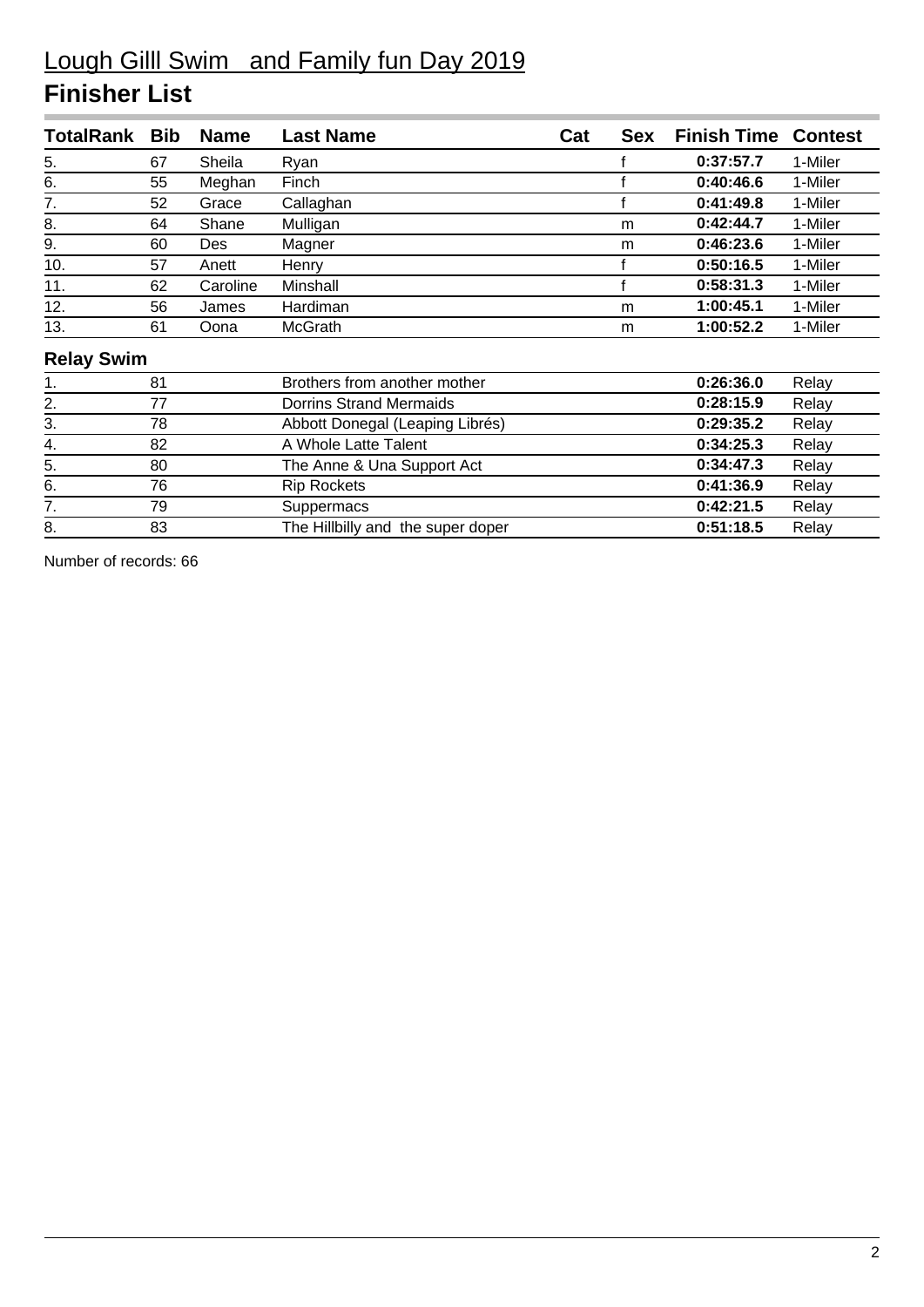# Lough Gilll Swim   and Family fun Day 2019

## Finisher List

| TotalRank | Bib | Name | Last Name | Cat | Sex | Finish Time | Contest |
|---|---|---|---|---|---|---|---|
| 5. | 67 | Sheila | Ryan | | f | **0:37:57.7** | 1-Miler |
| 6. | 55 | Meghan | Finch | | f | **0:40:46.6** | 1-Miler |
| 7. | 52 | Grace | Callaghan | | f | **0:41:49.8** | 1-Miler |
| 8. | 64 | Shane | Mulligan | | m | **0:42:44.7** | 1-Miler |
| 9. | 60 | Des | Magner | | m | **0:46:23.6** | 1-Miler |
| 10. | 57 | Anett | Henry | | f | **0:50:16.5** | 1-Miler |
| 11. | 62 | Caroline | Minshall | | f | **0:58:31.3** | 1-Miler |
| 12. | 56 | James | Hardiman | | m | **1:00:45.1** | 1-Miler |
| 13. | 61 | Oona | McGrath | | m | **1:00:52.2** | 1-Miler |

### Relay Swim

| TotalRank | Bib | Name | Last Name | Cat | Sex | Finish Time | Contest |
|---|---|---|---|---|---|---|---|
| 1. | 81 | | Brothers from another mother | | | **0:26:36.0** | Relay |
| 2. | 77 | | Dorrins Strand Mermaids | | | **0:28:15.9** | Relay |
| 3. | 78 | | Abbott Donegal (Leaping Librés) | | | **0:29:35.2** | Relay |
| 4. | 82 | | A Whole Latte Talent | | | **0:34:25.3** | Relay |
| 5. | 80 | | The Anne & Una Support Act | | | **0:34:47.3** | Relay |
| 6. | 76 | | Rip Rockets | | | **0:41:36.9** | Relay |
| 7. | 79 | | Suppermacs | | | **0:42:21.5** | Relay |
| 8. | 83 | | The Hillbilly and  the super doper | | | **0:51:18.5** | Relay |

Number of records: 66